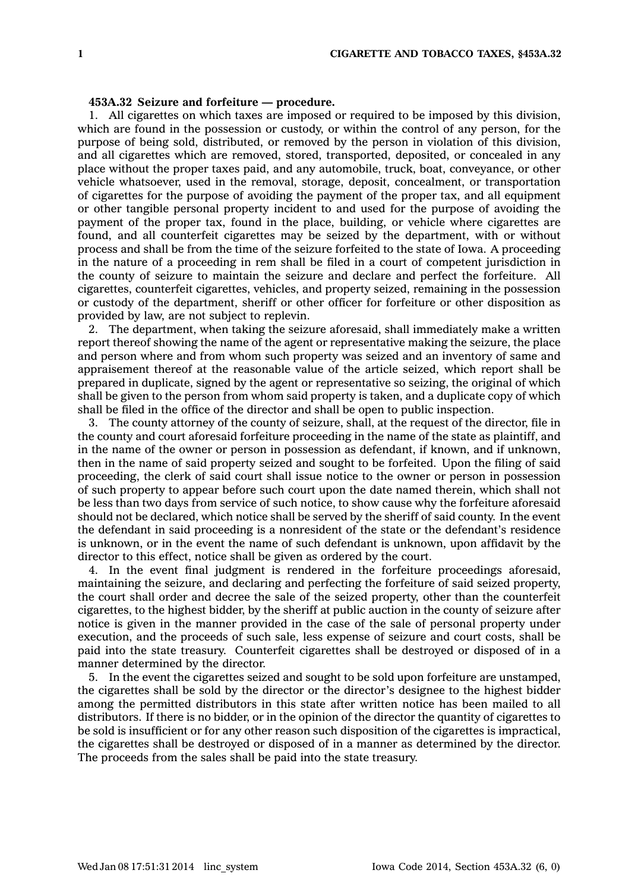**453A.32 Seizure and forfeiture — procedure.**

1. All cigarettes on which taxes are imposed or required to be imposed by this division, which are found in the possession or custody, or within the control of any person, for the purpose of being sold, distributed, or removed by the person in violation of this division, and all cigarettes which are removed, stored, transported, deposited, or concealed in any place without the proper taxes paid, and any automobile, truck, boat, conveyance, or other vehicle whatsoever, used in the removal, storage, deposit, concealment, or transportation of cigarettes for the purpose of avoiding the payment of the proper tax, and all equipment or other tangible personal property incident to and used for the purpose of avoiding the payment of the proper tax, found in the place, building, or vehicle where cigarettes are found, and all counterfeit cigarettes may be seized by the department, with or without process and shall be from the time of the seizure forfeited to the state of Iowa. A proceeding in the nature of a proceeding in rem shall be filed in a court of competent jurisdiction in the county of seizure to maintain the seizure and declare and perfect the forfeiture. All cigarettes, counterfeit cigarettes, vehicles, and property seized, remaining in the possession or custody of the department, sheriff or other officer for forfeiture or other disposition as provided by law, are not subject to replevin.

2. The department, when taking the seizure aforesaid, shall immediately make a written report thereof showing the name of the agent or representative making the seizure, the place and person where and from whom such property was seized and an inventory of same and appraisement thereof at the reasonable value of the article seized, which report shall be prepared in duplicate, signed by the agent or representative so seizing, the original of which shall be given to the person from whom said property is taken, and a duplicate copy of which shall be filed in the office of the director and shall be open to public inspection.

3. The county attorney of the county of seizure, shall, at the request of the director, file in the county and court aforesaid forfeiture proceeding in the name of the state as plaintiff, and in the name of the owner or person in possession as defendant, if known, and if unknown, then in the name of said property seized and sought to be forfeited. Upon the filing of said proceeding, the clerk of said court shall issue notice to the owner or person in possession of such property to appear before such court upon the date named therein, which shall not be less than two days from service of such notice, to show cause why the forfeiture aforesaid should not be declared, which notice shall be served by the sheriff of said county. In the event the defendant in said proceeding is a nonresident of the state or the defendant's residence is unknown, or in the event the name of such defendant is unknown, upon affidavit by the director to this effect, notice shall be given as ordered by the court.

4. In the event final judgment is rendered in the forfeiture proceedings aforesaid, maintaining the seizure, and declaring and perfecting the forfeiture of said seized property, the court shall order and decree the sale of the seized property, other than the counterfeit cigarettes, to the highest bidder, by the sheriff at public auction in the county of seizure after notice is given in the manner provided in the case of the sale of personal property under execution, and the proceeds of such sale, less expense of seizure and court costs, shall be paid into the state treasury. Counterfeit cigarettes shall be destroyed or disposed of in a manner determined by the director.

5. In the event the cigarettes seized and sought to be sold upon forfeiture are unstamped, the cigarettes shall be sold by the director or the director's designee to the highest bidder among the permitted distributors in this state after written notice has been mailed to all distributors. If there is no bidder, or in the opinion of the director the quantity of cigarettes to be sold is insufficient or for any other reason such disposition of the cigarettes is impractical, the cigarettes shall be destroyed or disposed of in a manner as determined by the director. The proceeds from the sales shall be paid into the state treasury.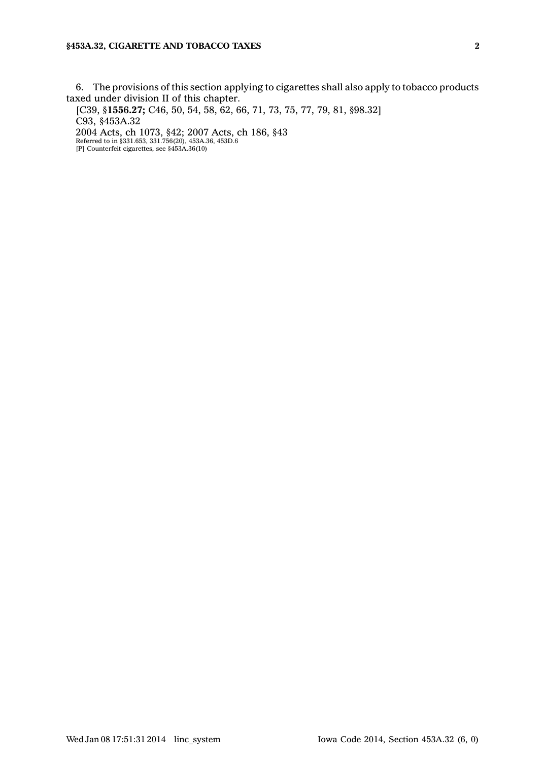6. The provisions of this section applying to cigarettes shall also apply to tobacco products taxed under division II of this chapter.

[C39, §**1556.27;** C46, 50, 54, 58, 62, 66, 71, 73, 75, 77, 79, 81, §98.32]

C93, §453A.32

2004 Acts, ch 1073, §42; 2007 Acts, ch 186, §43

Referred to in §331.653, 331.756(20), 453A.36, 453D.6

[P] Counterfeit cigarettes, see §453A.36(10)